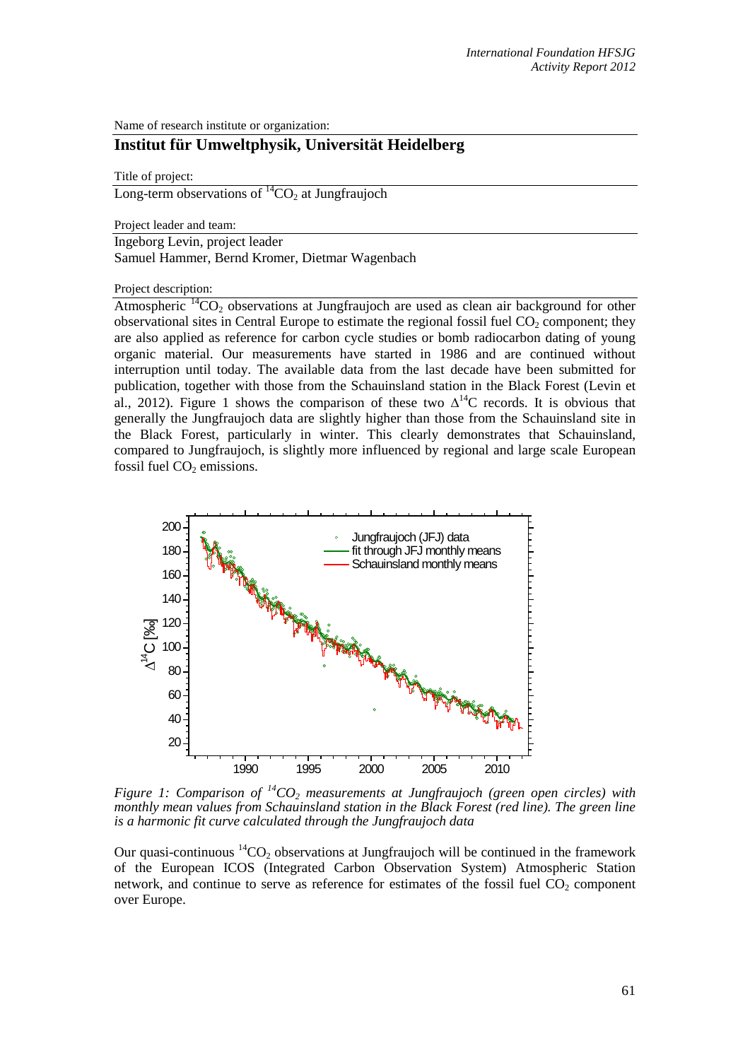Name of research institute or organization:

## Institut für Umweltphysik, Universität Heidelberg

Title of project:

Long-term observations of $^{14}CO_2$ at Jungfraujoch

Project leader and team:

Ingeborg Levin, project leader
Samuel Hammer, Bernd Kromer, Dietmar Wagenbach

Project description:

Atmospheric $^{14}CO_2$ observations at Jungfraujoch are used as clean air background for other observational sites in Central Europe to estimate the regional fossil fuel $CO_2$ component; they are also applied as reference for carbon cycle studies or bomb radiocarbon dating of young organic material. Our measurements have started in 1986 and are continued without interruption until today. The available data from the last decade have been submitted for publication, together with those from the Schauinsland station in the Black Forest (Levin et al., 2012). Figure 1 shows the comparison of these two $\Delta^{14}C$ records. It is obvious that generally the Jungfraujoch data are slightly higher than those from the Schauinsland site in the Black Forest, particularly in winter. This clearly demonstrates that Schauinsland, compared to Jungfraujoch, is slightly more influenced by regional and large scale European fossil fuel $CO_2$ emissions.

*Figure 1: Comparison of $^{14}CO_2$ measurements at Jungfraujoch (green open circles) with monthly mean values from Schauinsland station in the Black Forest (red line). The green line is a harmonic fit curve calculated through the Jungfraujoch data*

Our quasi-continuous $^{14}CO_2$ observations at Jungfraujoch will be continued in the framework of the European ICOS (Integrated Carbon Observation System) Atmospheric Station network, and continue to serve as reference for estimates of the fossil fuel $CO_2$ component over Europe.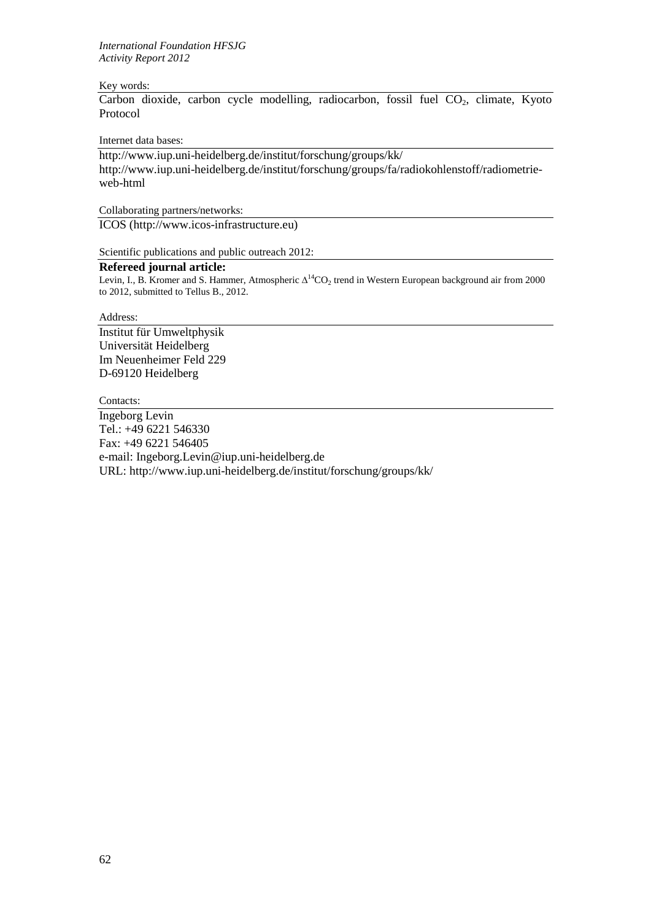Key words:

Carbon dioxide, carbon cycle modelling, radiocarbon, fossil fuel $CO_2$, climate, Kyoto Protocol

Internet data bases:

http://www.iup.uni-heidelberg.de/institut/forschung/groups/kk/
http://www.iup.uni-heidelberg.de/institut/forschung/groups/fa/radiokohlenstoff/radiometrie-web-html

Collaborating partners/networks:

ICOS (http://www.icos-infrastructure.eu)

Scientific publications and public outreach 2012:

**Refereed journal article:**

Levin, I., B. Kromer and S. Hammer, Atmospheric $\Delta^{14}CO_2$ trend in Western European background air from 2000 to 2012, submitted to Tellus B., 2012.

Address:

Institut für Umweltphysik
Universität Heidelberg
Im Neuenheimer Feld 229
D-69120 Heidelberg

Contacts:

Ingeborg Levin
Tel.: +49 6221 546330
Fax: +49 6221 546405
e-mail: Ingeborg.Levin@iup.uni-heidelberg.de
URL: http://www.iup.uni-heidelberg.de/institut/forschung/groups/kk/